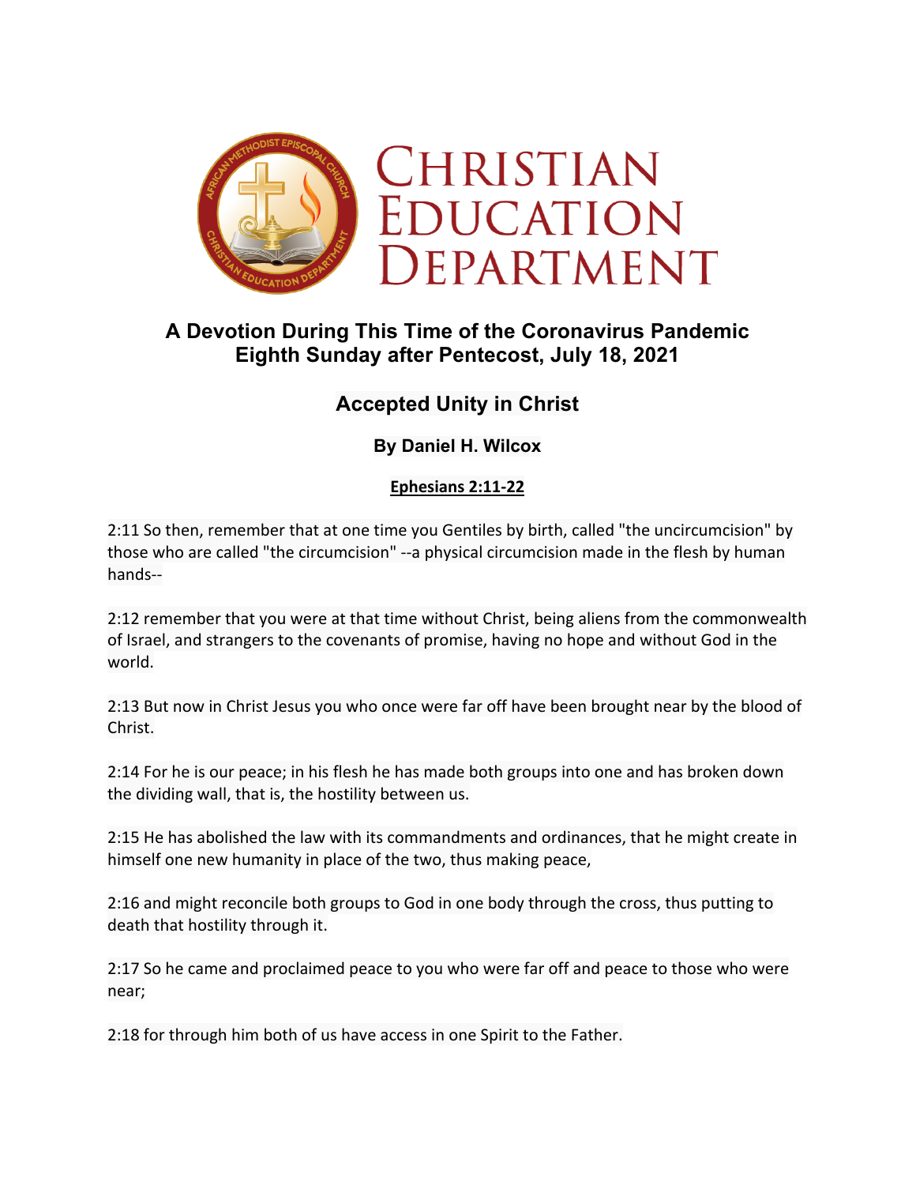# Christian Education Department

## A Devotion During This Time of the Coronavirus Pandemic
## Eighth Sunday after Pentecost, July 18, 2021

## Accepted Unity in Christ

### By Daniel H. Wilcox

**Ephesians 2:11-22**

2:11 So then, remember that at one time you Gentiles by birth, called "the uncircumcision" by those who are called "the circumcision" --a physical circumcision made in the flesh by human hands--

2:12 remember that you were at that time without Christ, being aliens from the commonwealth of Israel, and strangers to the covenants of promise, having no hope and without God in the world.

2:13 But now in Christ Jesus you who once were far off have been brought near by the blood of Christ.

2:14 For he is our peace; in his flesh he has made both groups into one and has broken down the dividing wall, that is, the hostility between us.

2:15 He has abolished the law with its commandments and ordinances, that he might create in himself one new humanity in place of the two, thus making peace,

2:16 and might reconcile both groups to God in one body through the cross, thus putting to death that hostility through it.

2:17 So he came and proclaimed peace to you who were far off and peace to those who were near;

2:18 for through him both of us have access in one Spirit to the Father.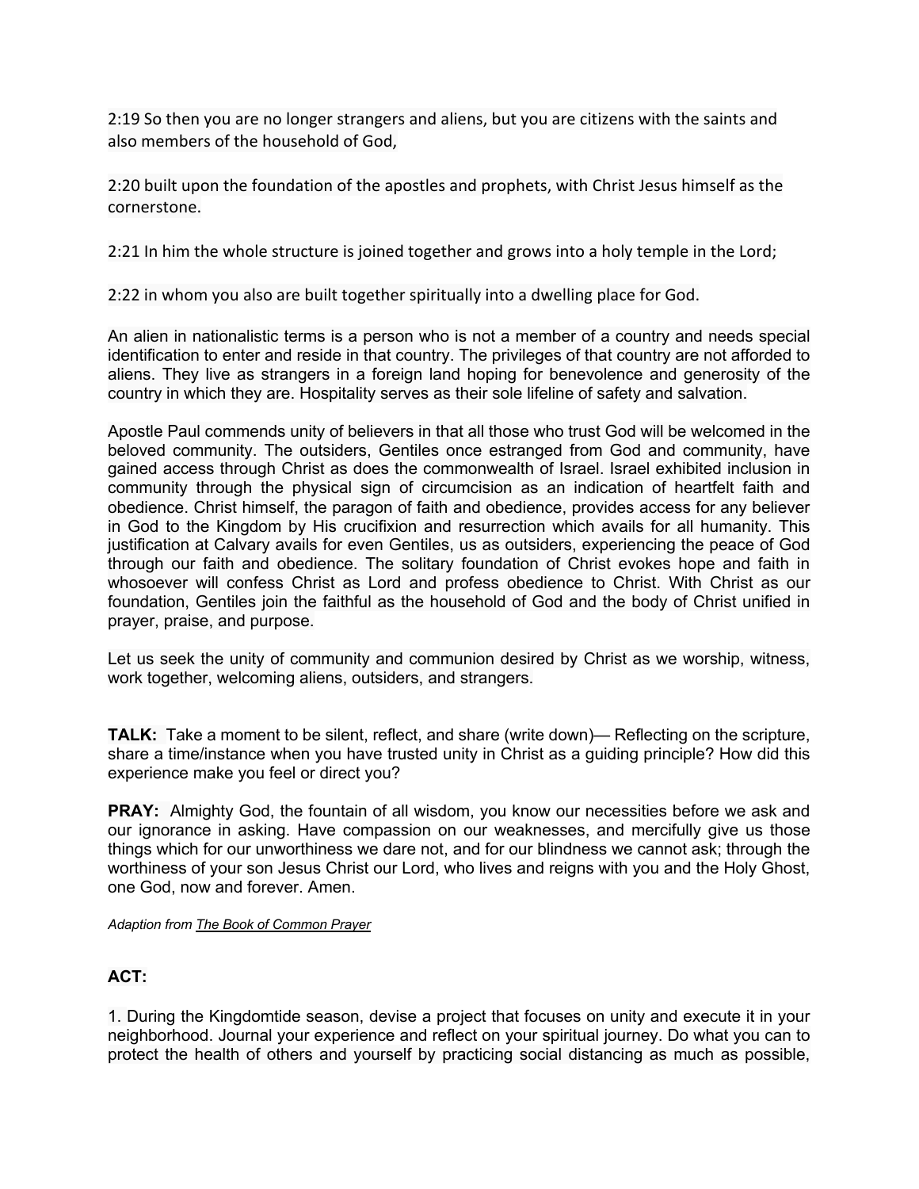2:19 So then you are no longer strangers and aliens, but you are citizens with the saints and also members of the household of God,

2:20 built upon the foundation of the apostles and prophets, with Christ Jesus himself as the cornerstone.

2:21 In him the whole structure is joined together and grows into a holy temple in the Lord;

2:22 in whom you also are built together spiritually into a dwelling place for God.

An alien in nationalistic terms is a person who is not a member of a country and needs special identification to enter and reside in that country. The privileges of that country are not afforded to aliens. They live as strangers in a foreign land hoping for benevolence and generosity of the country in which they are. Hospitality serves as their sole lifeline of safety and salvation.

Apostle Paul commends unity of believers in that all those who trust God will be welcomed in the beloved community. The outsiders, Gentiles once estranged from God and community, have gained access through Christ as does the commonwealth of Israel. Israel exhibited inclusion in community through the physical sign of circumcision as an indication of heartfelt faith and obedience. Christ himself, the paragon of faith and obedience, provides access for any believer in God to the Kingdom by His crucifixion and resurrection which avails for all humanity. This justification at Calvary avails for even Gentiles, us as outsiders, experiencing the peace of God through our faith and obedience. The solitary foundation of Christ evokes hope and faith in whosoever will confess Christ as Lord and profess obedience to Christ. With Christ as our foundation, Gentiles join the faithful as the household of God and the body of Christ unified in prayer, praise, and purpose.

Let us seek the unity of community and communion desired by Christ as we worship, witness, work together, welcoming aliens, outsiders, and strangers.

**TALK:** Take a moment to be silent, reflect, and share (write down)— Reflecting on the scripture, share a time/instance when you have trusted unity in Christ as a guiding principle? How did this experience make you feel or direct you?

**PRAY:** Almighty God, the fountain of all wisdom, you know our necessities before we ask and our ignorance in asking. Have compassion on our weaknesses, and mercifully give us those things which for our unworthiness we dare not, and for our blindness we cannot ask; through the worthiness of your son Jesus Christ our Lord, who lives and reigns with you and the Holy Ghost, one God, now and forever. Amen.

*Adaption from The Book of Common Prayer*

**ACT:**

1. During the Kingdomtide season, devise a project that focuses on unity and execute it in your neighborhood. Journal your experience and reflect on your spiritual journey. Do what you can to protect the health of others and yourself by practicing social distancing as much as possible,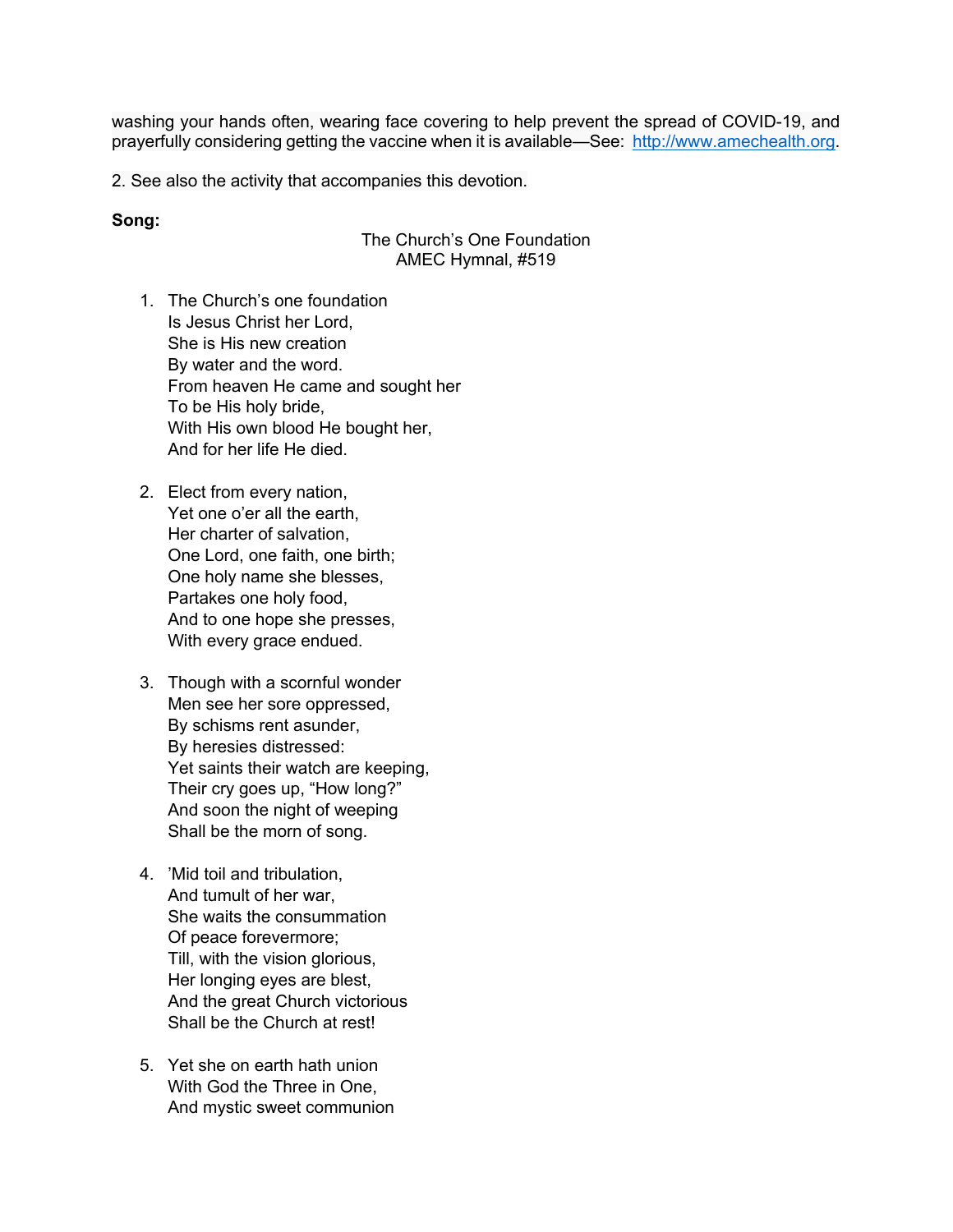washing your hands often, wearing face covering to help prevent the spread of COVID-19, and prayerfully considering getting the vaccine when it is available—See: http://www.amechealth.org.

2. See also the activity that accompanies this devotion.

**Song:**

The Church's One Foundation
AMEC Hymnal, #519

1. The Church's one foundation
   Is Jesus Christ her Lord,
   She is His new creation
   By water and the word.
   From heaven He came and sought her
   To be His holy bride,
   With His own blood He bought her,
   And for her life He died.

2. Elect from every nation,
   Yet one o'er all the earth,
   Her charter of salvation,
   One Lord, one faith, one birth;
   One holy name she blesses,
   Partakes one holy food,
   And to one hope she presses,
   With every grace endued.

3. Though with a scornful wonder
   Men see her sore oppressed,
   By schisms rent asunder,
   By heresies distressed:
   Yet saints their watch are keeping,
   Their cry goes up, "How long?"
   And soon the night of weeping
   Shall be the morn of song.

4. 'Mid toil and tribulation,
   And tumult of her war,
   She waits the consummation
   Of peace forevermore;
   Till, with the vision glorious,
   Her longing eyes are blest,
   And the great Church victorious
   Shall be the Church at rest!

5. Yet she on earth hath union
   With God the Three in One,
   And mystic sweet communion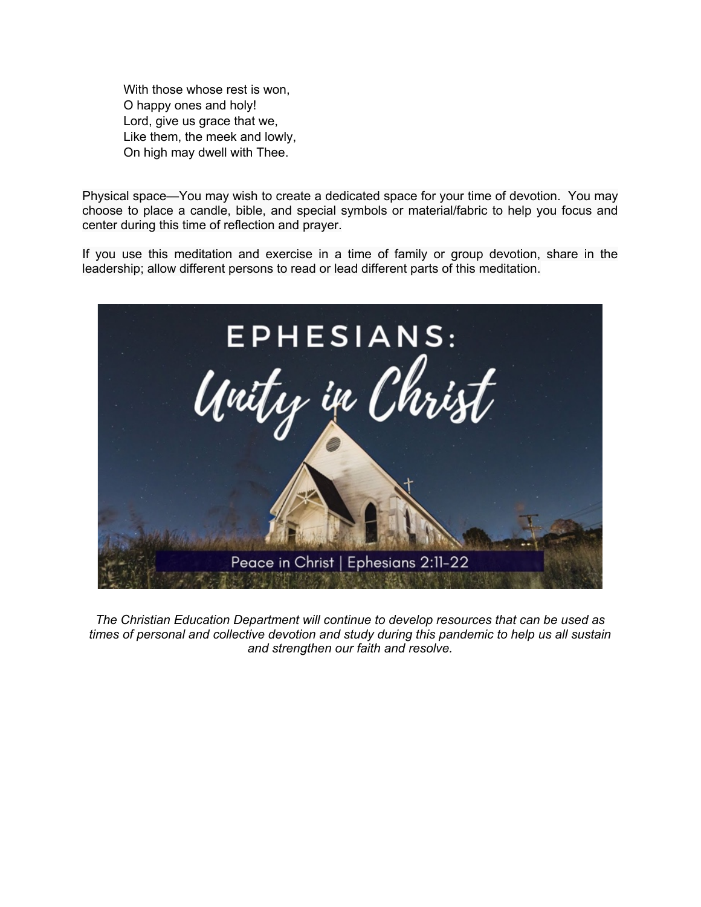With those whose rest is won,  
O happy ones and holy!  
Lord, give us grace that we,  
Like them, the meek and lowly,  
On high may dwell with Thee.

Physical space—You may wish to create a dedicated space for your time of devotion. You may choose to place a candle, bible, and special symbols or material/fabric to help you focus and center during this time of reflection and prayer.

If you use this meditation and exercise in a time of family or group devotion, share in the leadership; allow different persons to read or lead different parts of this meditation.

EPHESIANS:
Unity in Christ
Peace in Christ | Ephesians 2:11-22

*The Christian Education Department will continue to develop resources that can be used as times of personal and collective devotion and study during this pandemic to help us all sustain and strengthen our faith and resolve.*